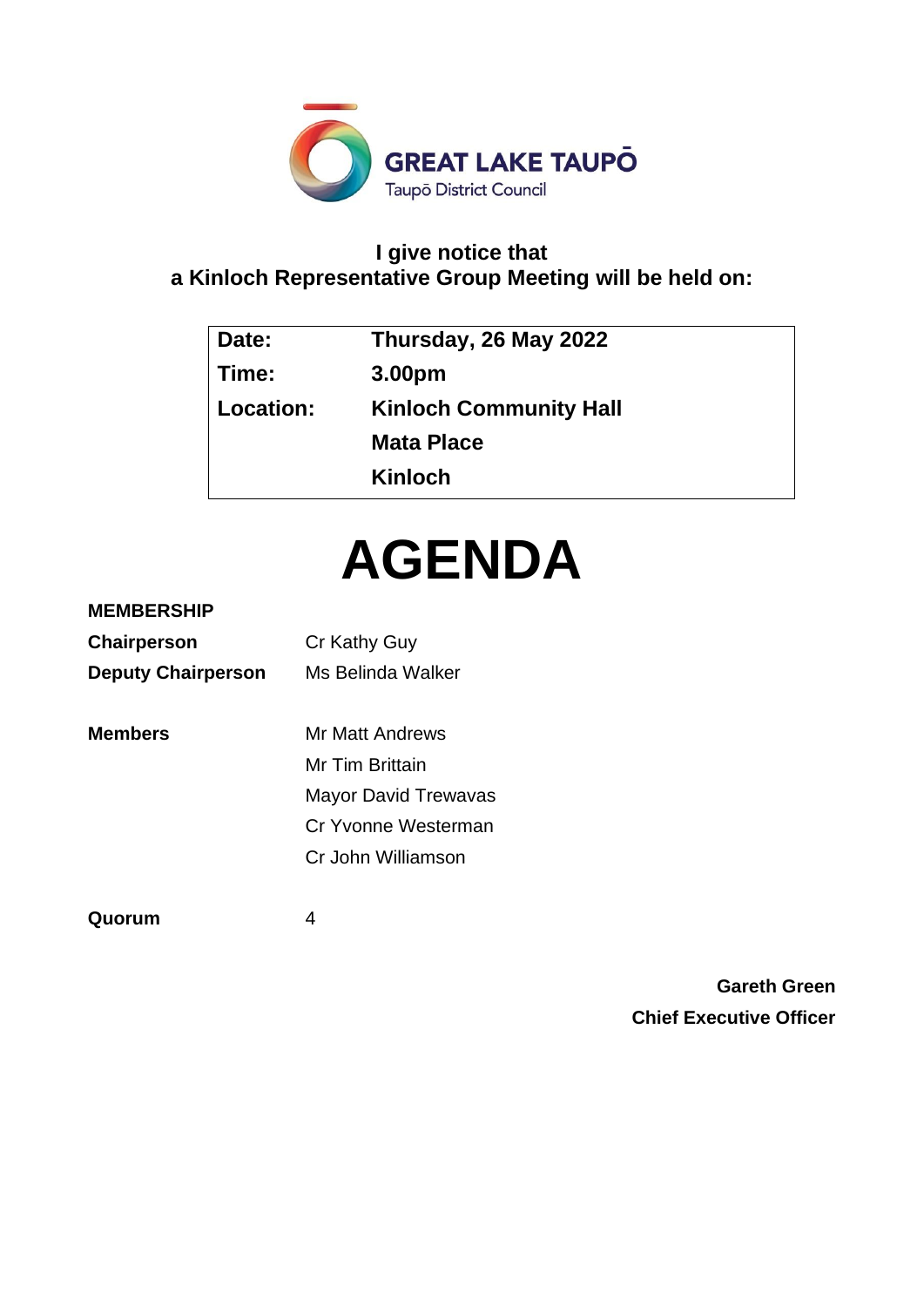**GREAT LAKE TAUPŌ**
Taupō District Council

**I give notice that**
**a Kinloch Representative Group Meeting will be held on:**

| | |
|---|---|
| **Date:** | **Thursday, 26 May 2022** |
| **Time:** | **3.00pm** |
| **Location:** | **Kinloch Community Hall** |
| | **Mata Place** |
| | **Kinloch** |

# AGENDA

**MEMBERSHIP**

| | |
|---|---|
| **Chairperson** | Cr Kathy Guy |
| **Deputy Chairperson** | Ms Belinda Walker |
| **Members** | Mr Matt Andrews |
| | Mr Tim Brittain |
| | Mayor David Trewavas |
| | Cr Yvonne Westerman |
| | Cr John Williamson |
| **Quorum** | 4 |

**Gareth Green**
**Chief Executive Officer**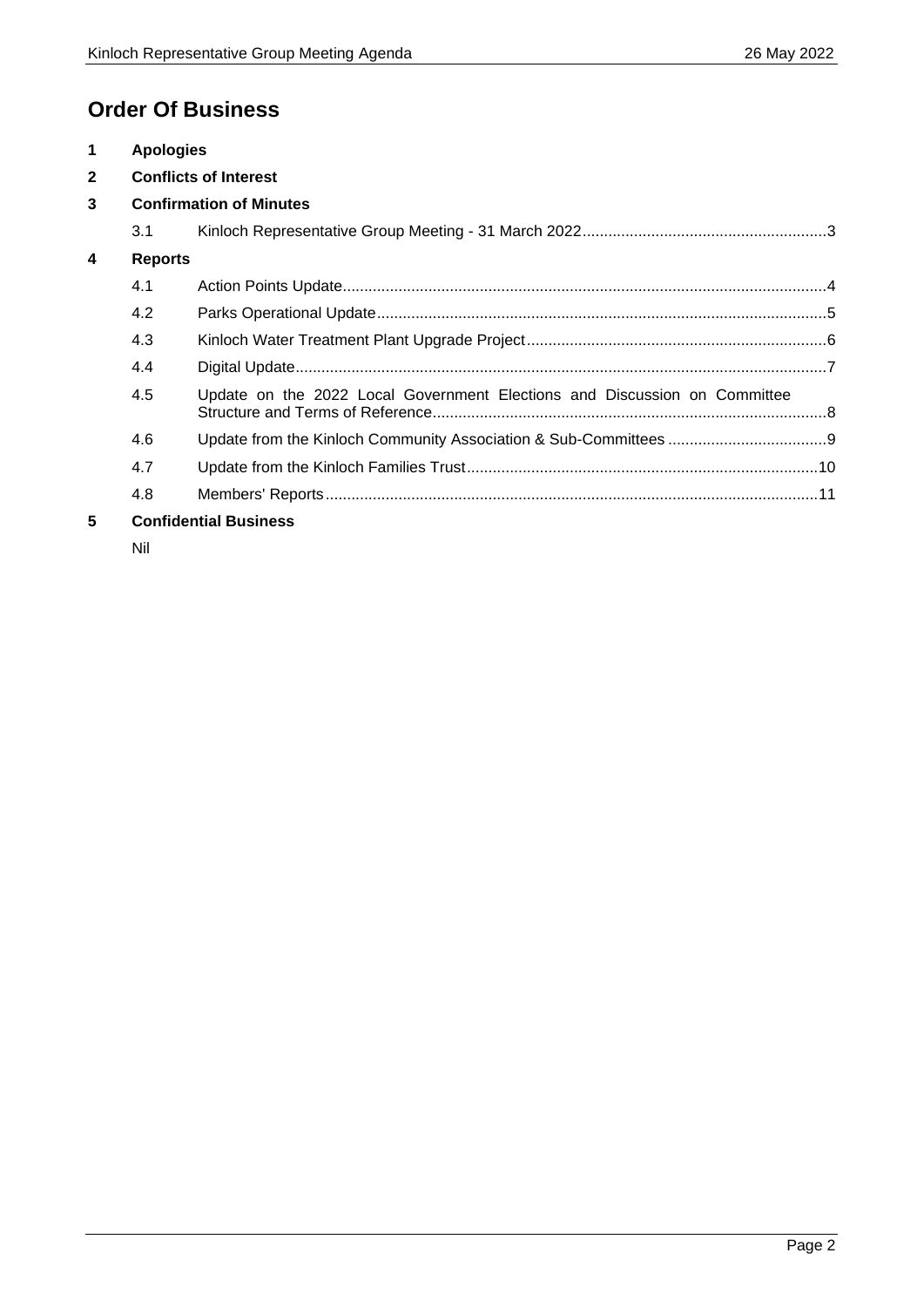# Order Of Business

**1 Apologies**

**2 Conflicts of Interest**

**3 Confirmation of Minutes**

3.1 Kinloch Representative Group Meeting - 31 March 2022 ........ 3

**4 Reports**

4.1 Action Points Update ........ 4

4.2 Parks Operational Update ........ 5

4.3 Kinloch Water Treatment Plant Upgrade Project ........ 6

4.4 Digital Update ........ 7

4.5 Update on the 2022 Local Government Elections and Discussion on Committee Structure and Terms of Reference ........ 8

4.6 Update from the Kinloch Community Association & Sub-Committees ........ 9

4.7 Update from the Kinloch Families Trust ........ 10

4.8 Members' Reports ........ 11

**5 Confidential Business**

Nil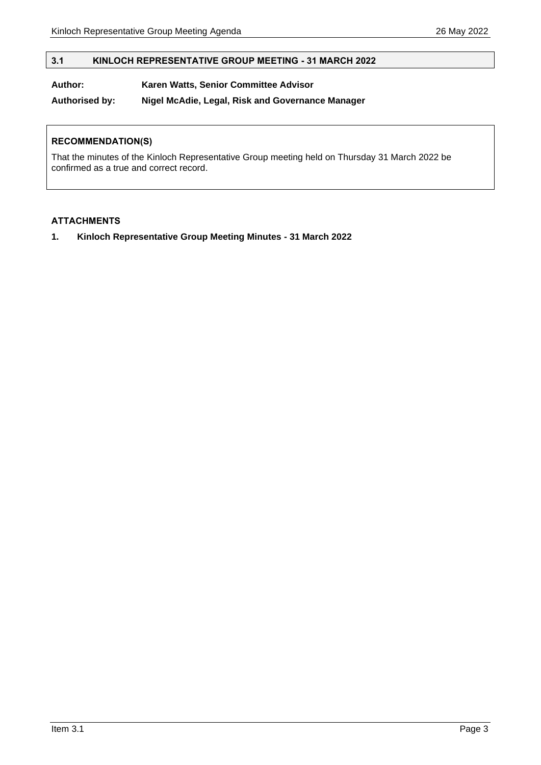## 3.1 KINLOCH REPRESENTATIVE GROUP MEETING - 31 MARCH 2022

**Author:** **Karen Watts, Senior Committee Advisor**

**Authorised by:** **Nigel McAdie, Legal, Risk and Governance Manager**

### RECOMMENDATION(S)

That the minutes of the Kinloch Representative Group meeting held on Thursday 31 March 2022 be confirmed as a true and correct record.

### ATTACHMENTS

1. **Kinloch Representative Group Meeting Minutes - 31 March 2022**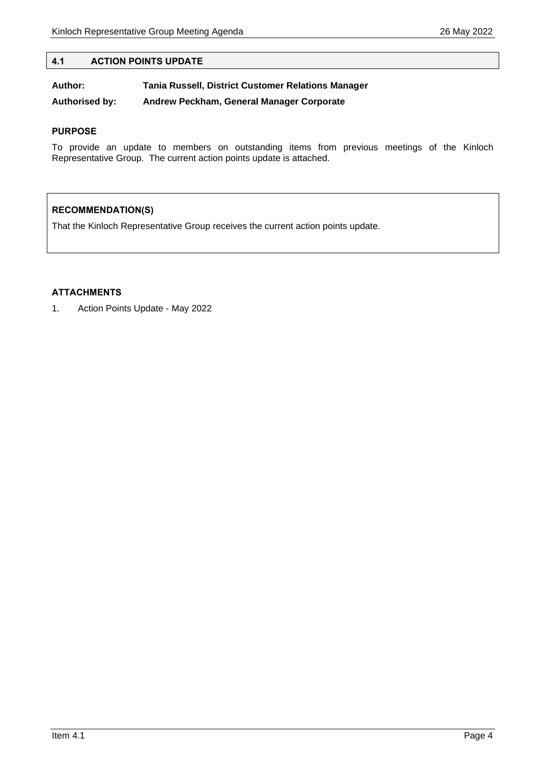## 4.1 ACTION POINTS UPDATE

**Author:** **Tania Russell, District Customer Relations Manager**

**Authorised by:** **Andrew Peckham, General Manager Corporate**

### PURPOSE

To provide an update to members on outstanding items from previous meetings of the Kinloch Representative Group. The current action points update is attached.

### RECOMMENDATION(S)

That the Kinloch Representative Group receives the current action points update.

### ATTACHMENTS

1. Action Points Update - May 2022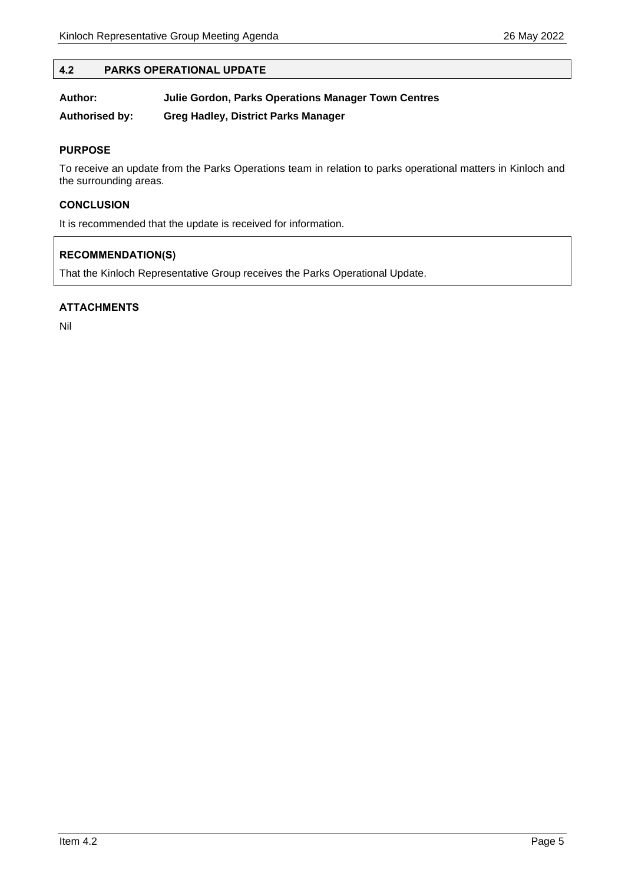## 4.2 PARKS OPERATIONAL UPDATE

**Author:** **Julie Gordon, Parks Operations Manager Town Centres**

**Authorised by:** **Greg Hadley, District Parks Manager**

### PURPOSE

To receive an update from the Parks Operations team in relation to parks operational matters in Kinloch and the surrounding areas.

### CONCLUSION

It is recommended that the update is received for information.

### RECOMMENDATION(S)

That the Kinloch Representative Group receives the Parks Operational Update.

### ATTACHMENTS

Nil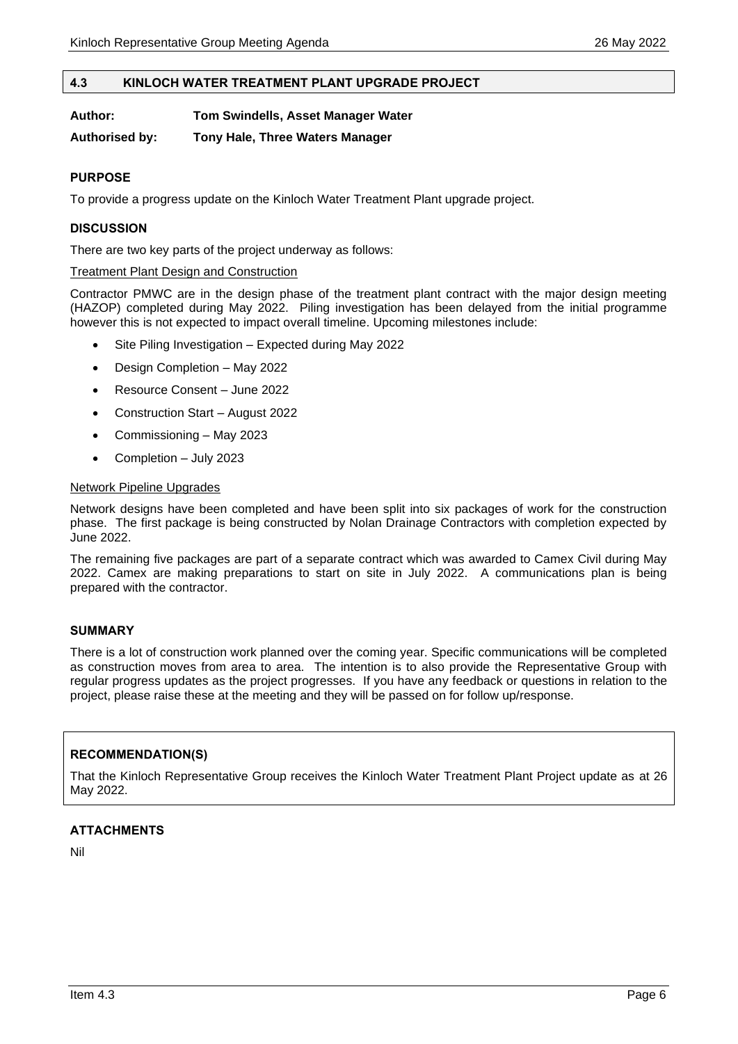## 4.3 KINLOCH WATER TREATMENT PLANT UPGRADE PROJECT

**Author:** **Tom Swindells, Asset Manager Water**

**Authorised by:** **Tony Hale, Three Waters Manager**

### PURPOSE

To provide a progress update on the Kinloch Water Treatment Plant upgrade project.

### DISCUSSION

There are two key parts of the project underway as follows:

Treatment Plant Design and Construction

Contractor PMWC are in the design phase of the treatment plant contract with the major design meeting (HAZOP) completed during May 2022. Piling investigation has been delayed from the initial programme however this is not expected to impact overall timeline. Upcoming milestones include:

- Site Piling Investigation – Expected during May 2022
- Design Completion – May 2022
- Resource Consent – June 2022
- Construction Start – August 2022
- Commissioning – May 2023
- Completion – July 2023

Network Pipeline Upgrades

Network designs have been completed and have been split into six packages of work for the construction phase. The first package is being constructed by Nolan Drainage Contractors with completion expected by June 2022.

The remaining five packages are part of a separate contract which was awarded to Camex Civil during May 2022. Camex are making preparations to start on site in July 2022. A communications plan is being prepared with the contractor.

### SUMMARY

There is a lot of construction work planned over the coming year. Specific communications will be completed as construction moves from area to area. The intention is to also provide the Representative Group with regular progress updates as the project progresses. If you have any feedback or questions in relation to the project, please raise these at the meeting and they will be passed on for follow up/response.

### RECOMMENDATION(S)

That the Kinloch Representative Group receives the Kinloch Water Treatment Plant Project update as at 26 May 2022.

### ATTACHMENTS

Nil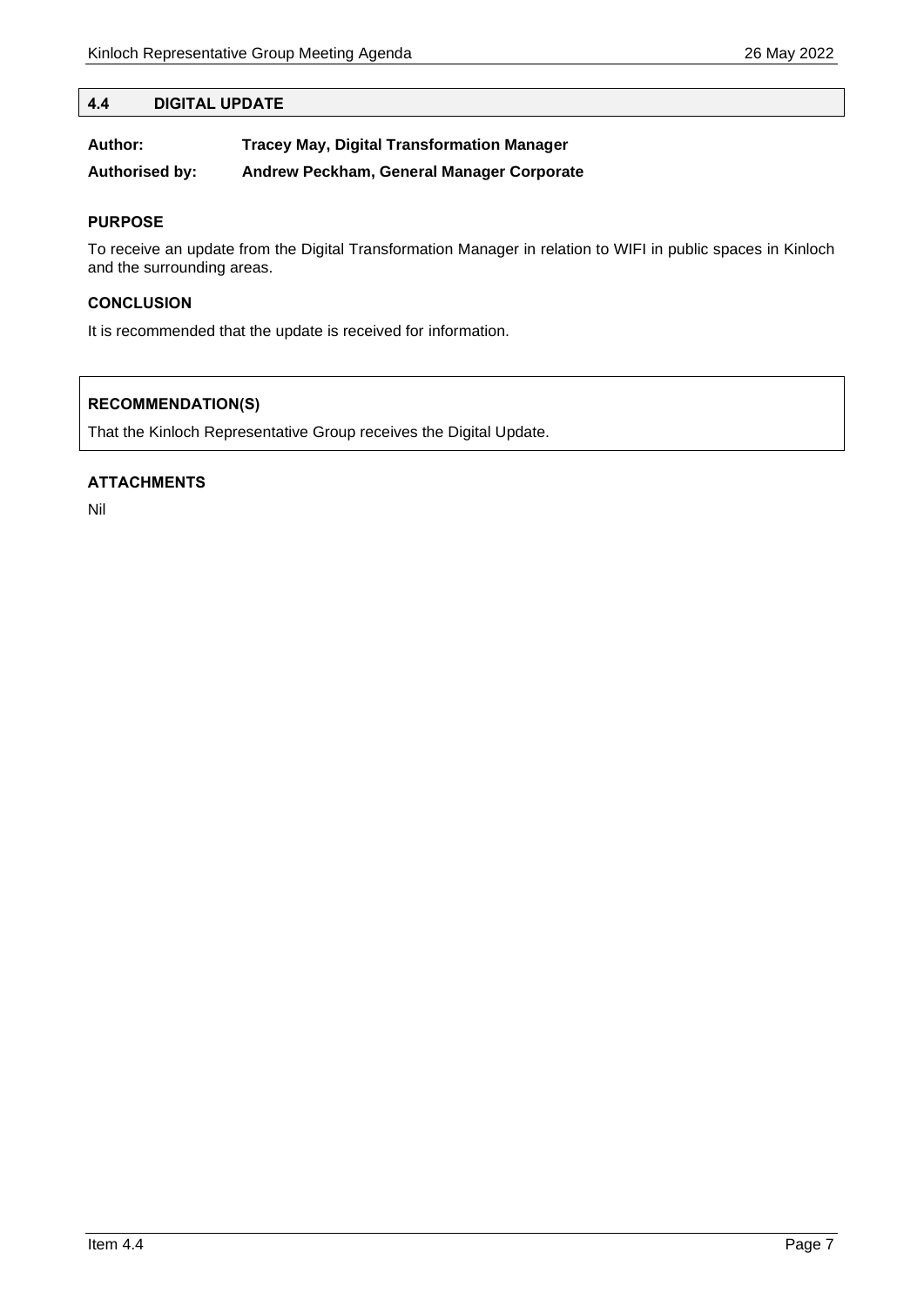## 4.4 DIGITAL UPDATE

**Author:** **Tracey May, Digital Transformation Manager**

**Authorised by:** **Andrew Peckham, General Manager Corporate**

### PURPOSE

To receive an update from the Digital Transformation Manager in relation to WIFI in public spaces in Kinloch and the surrounding areas.

### CONCLUSION

It is recommended that the update is received for information.

### RECOMMENDATION(S)

That the Kinloch Representative Group receives the Digital Update.

### ATTACHMENTS

Nil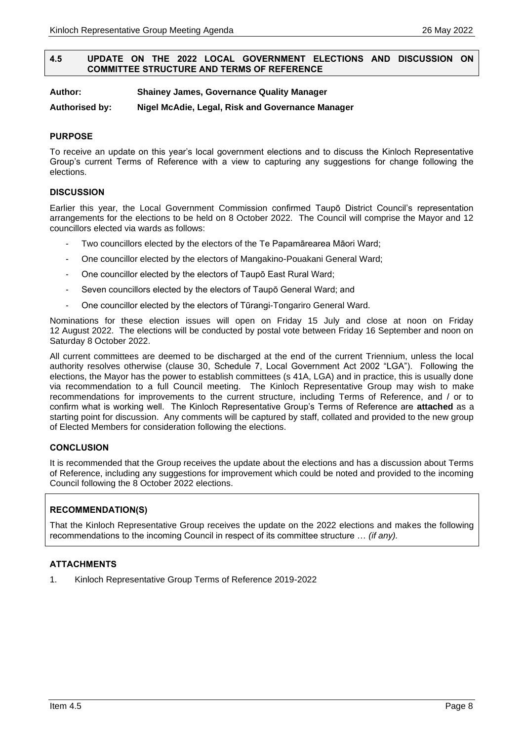## 4.5 UPDATE ON THE 2022 LOCAL GOVERNMENT ELECTIONS AND DISCUSSION ON COMMITTEE STRUCTURE AND TERMS OF REFERENCE

**Author: Shainey James, Governance Quality Manager**

**Authorised by: Nigel McAdie, Legal, Risk and Governance Manager**

### PURPOSE

To receive an update on this year's local government elections and to discuss the Kinloch Representative Group's current Terms of Reference with a view to capturing any suggestions for change following the elections.

### DISCUSSION

Earlier this year, the Local Government Commission confirmed Taupō District Council's representation arrangements for the elections to be held on 8 October 2022. The Council will comprise the Mayor and 12 councillors elected via wards as follows:

- Two councillors elected by the electors of the Te Papamārearea Māori Ward;
- One councillor elected by the electors of Mangakino-Pouakani General Ward;
- One councillor elected by the electors of Taupō East Rural Ward;
- Seven councillors elected by the electors of Taupō General Ward; and
- One councillor elected by the electors of Tūrangi-Tongariro General Ward.

Nominations for these election issues will open on Friday 15 July and close at noon on Friday 12 August 2022. The elections will be conducted by postal vote between Friday 16 September and noon on Saturday 8 October 2022.

All current committees are deemed to be discharged at the end of the current Triennium, unless the local authority resolves otherwise (clause 30, Schedule 7, Local Government Act 2002 "LGA"). Following the elections, the Mayor has the power to establish committees (s 41A, LGA) and in practice, this is usually done via recommendation to a full Council meeting. The Kinloch Representative Group may wish to make recommendations for improvements to the current structure, including Terms of Reference, and / or to confirm what is working well. The Kinloch Representative Group's Terms of Reference are **attached** as a starting point for discussion. Any comments will be captured by staff, collated and provided to the new group of Elected Members for consideration following the elections.

### CONCLUSION

It is recommended that the Group receives the update about the elections and has a discussion about Terms of Reference, including any suggestions for improvement which could be noted and provided to the incoming Council following the 8 October 2022 elections.

### RECOMMENDATION(S)

That the Kinloch Representative Group receives the update on the 2022 elections and makes the following recommendations to the incoming Council in respect of its committee structure … *(if any).*

### ATTACHMENTS

1. Kinloch Representative Group Terms of Reference 2019-2022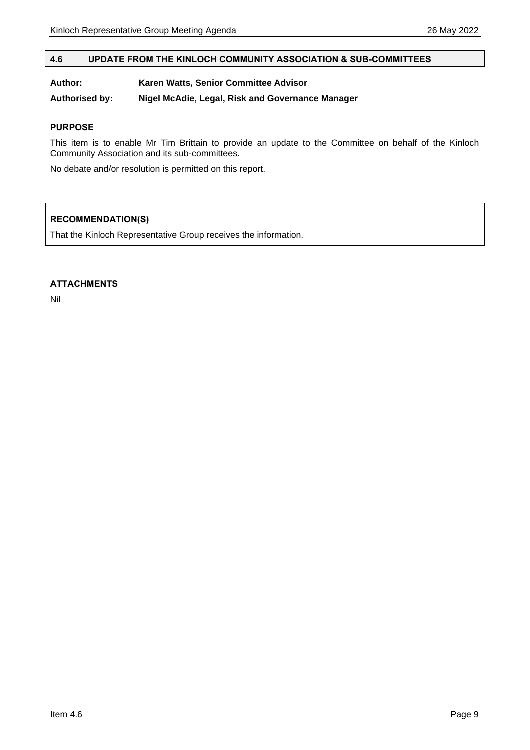## 4.6 UPDATE FROM THE KINLOCH COMMUNITY ASSOCIATION & SUB-COMMITTEES

**Author:** Karen Watts, Senior Committee Advisor

**Authorised by:** Nigel McAdie, Legal, Risk and Governance Manager

### PURPOSE

This item is to enable Mr Tim Brittain to provide an update to the Committee on behalf of the Kinloch Community Association and its sub-committees.

No debate and/or resolution is permitted on this report.

### RECOMMENDATION(S)

That the Kinloch Representative Group receives the information.

### ATTACHMENTS

Nil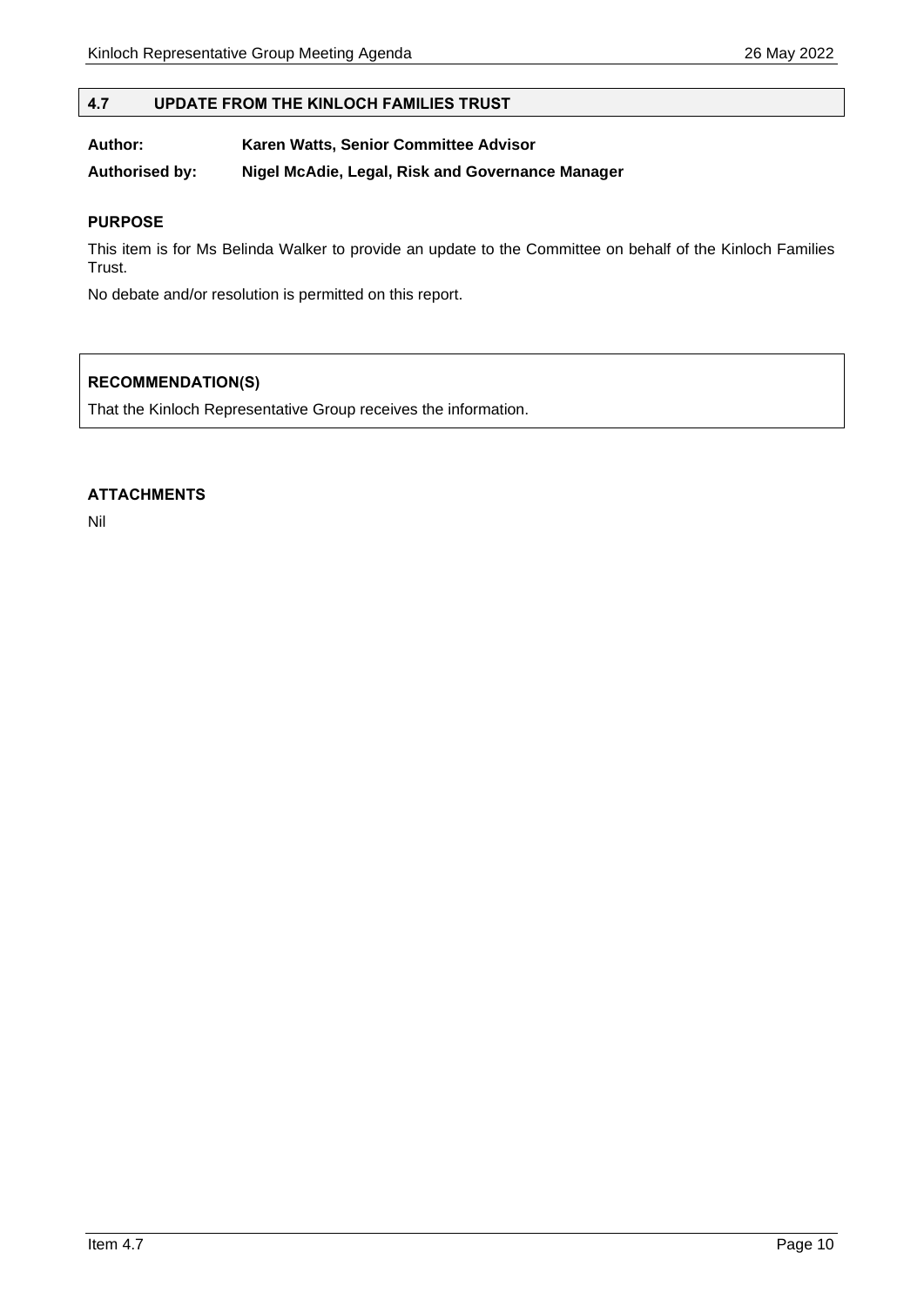## 4.7 UPDATE FROM THE KINLOCH FAMILIES TRUST

**Author:** **Karen Watts, Senior Committee Advisor**

**Authorised by:** **Nigel McAdie, Legal, Risk and Governance Manager**

### PURPOSE

This item is for Ms Belinda Walker to provide an update to the Committee on behalf of the Kinloch Families Trust.

No debate and/or resolution is permitted on this report.

### RECOMMENDATION(S)

That the Kinloch Representative Group receives the information.

### ATTACHMENTS

Nil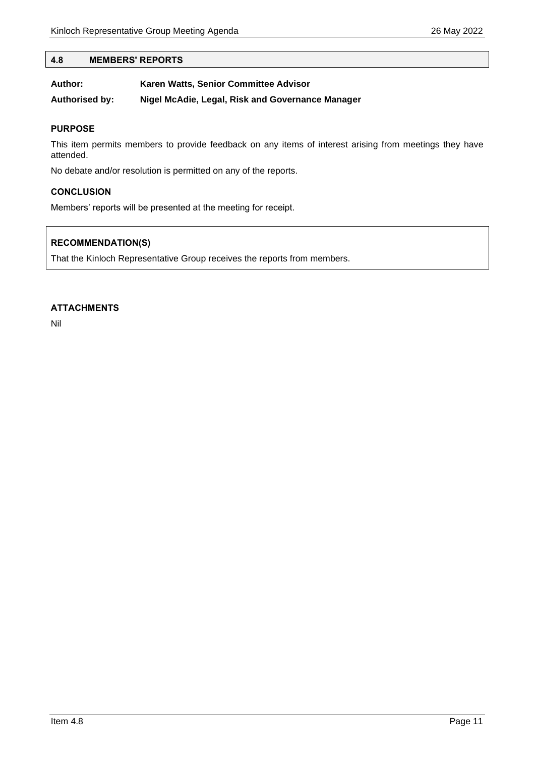## 4.8 MEMBERS' REPORTS

**Author:** **Karen Watts, Senior Committee Advisor**

**Authorised by:** **Nigel McAdie, Legal, Risk and Governance Manager**

### PURPOSE

This item permits members to provide feedback on any items of interest arising from meetings they have attended.

No debate and/or resolution is permitted on any of the reports.

### CONCLUSION

Members' reports will be presented at the meeting for receipt.

### RECOMMENDATION(S)

That the Kinloch Representative Group receives the reports from members.

### ATTACHMENTS

Nil